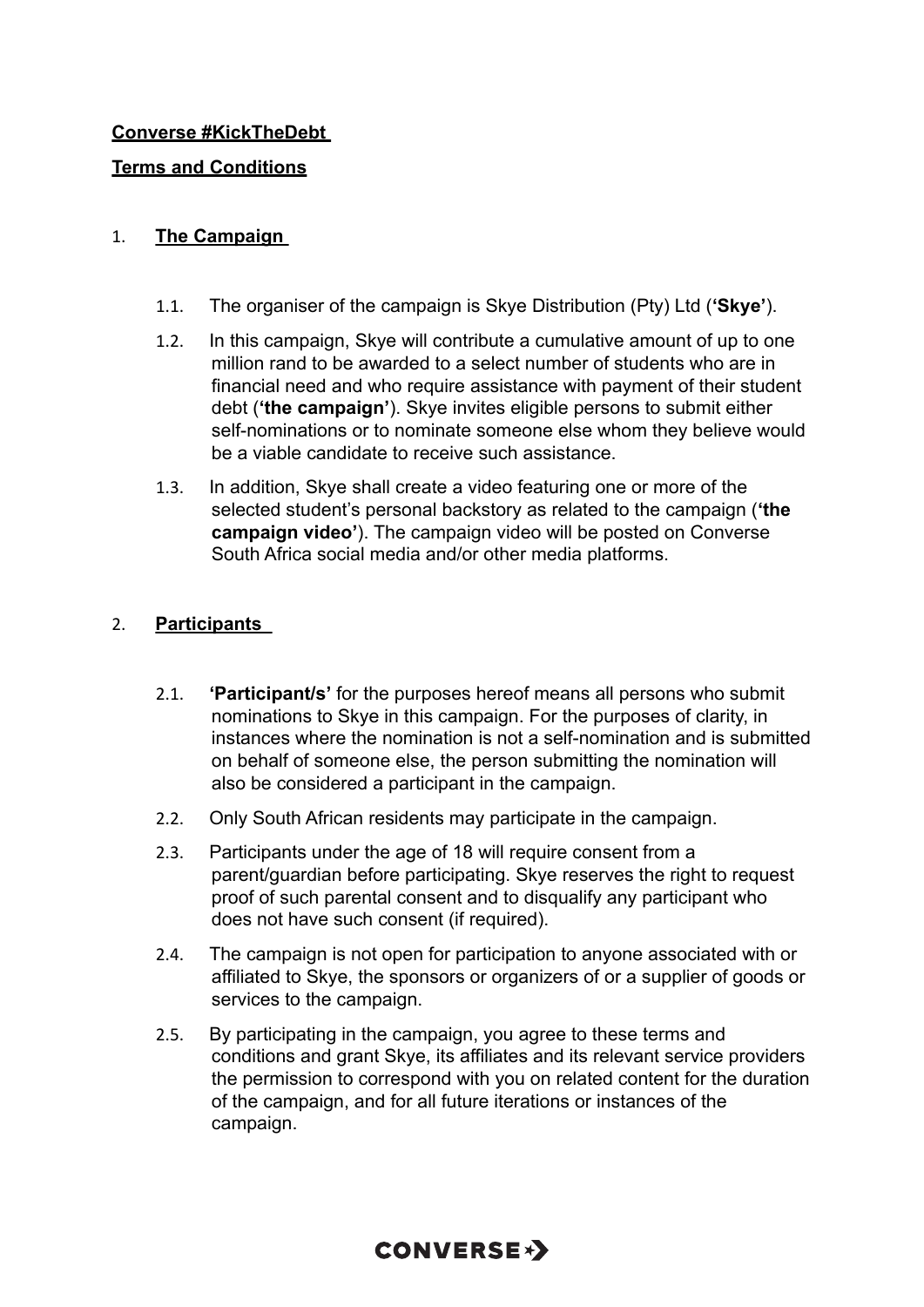**Converse #KickTheDebt**

**Terms and Conditions**

## 1. The Campaign

1.1. The organiser of the campaign is Skye Distribution (Pty) Ltd (**'Skye'**).

1.2. In this campaign, Skye will contribute a cumulative amount of up to one million rand to be awarded to a select number of students who are in financial need and who require assistance with payment of their student debt (**'the campaign'**). Skye invites eligible persons to submit either self-nominations or to nominate someone else whom they believe would be a viable candidate to receive such assistance.

1.3. In addition, Skye shall create a video featuring one or more of the selected student's personal backstory as related to the campaign (**'the campaign video'**). The campaign video will be posted on Converse South Africa social media and/or other media platforms.

## 2. Participants

2.1. **'Participant/s'** for the purposes hereof means all persons who submit nominations to Skye in this campaign. For the purposes of clarity, in instances where the nomination is not a self-nomination and is submitted on behalf of someone else, the person submitting the nomination will also be considered a participant in the campaign.

2.2. Only South African residents may participate in the campaign.

2.3. Participants under the age of 18 will require consent from a parent/guardian before participating. Skye reserves the right to request proof of such parental consent and to disqualify any participant who does not have such consent (if required).

2.4. The campaign is not open for participation to anyone associated with or affiliated to Skye, the sponsors or organizers of or a supplier of goods or services to the campaign.

2.5. By participating in the campaign, you agree to these terms and conditions and grant Skye, its affiliates and its relevant service providers the permission to correspond with you on related content for the duration of the campaign, and for all future iterations or instances of the campaign.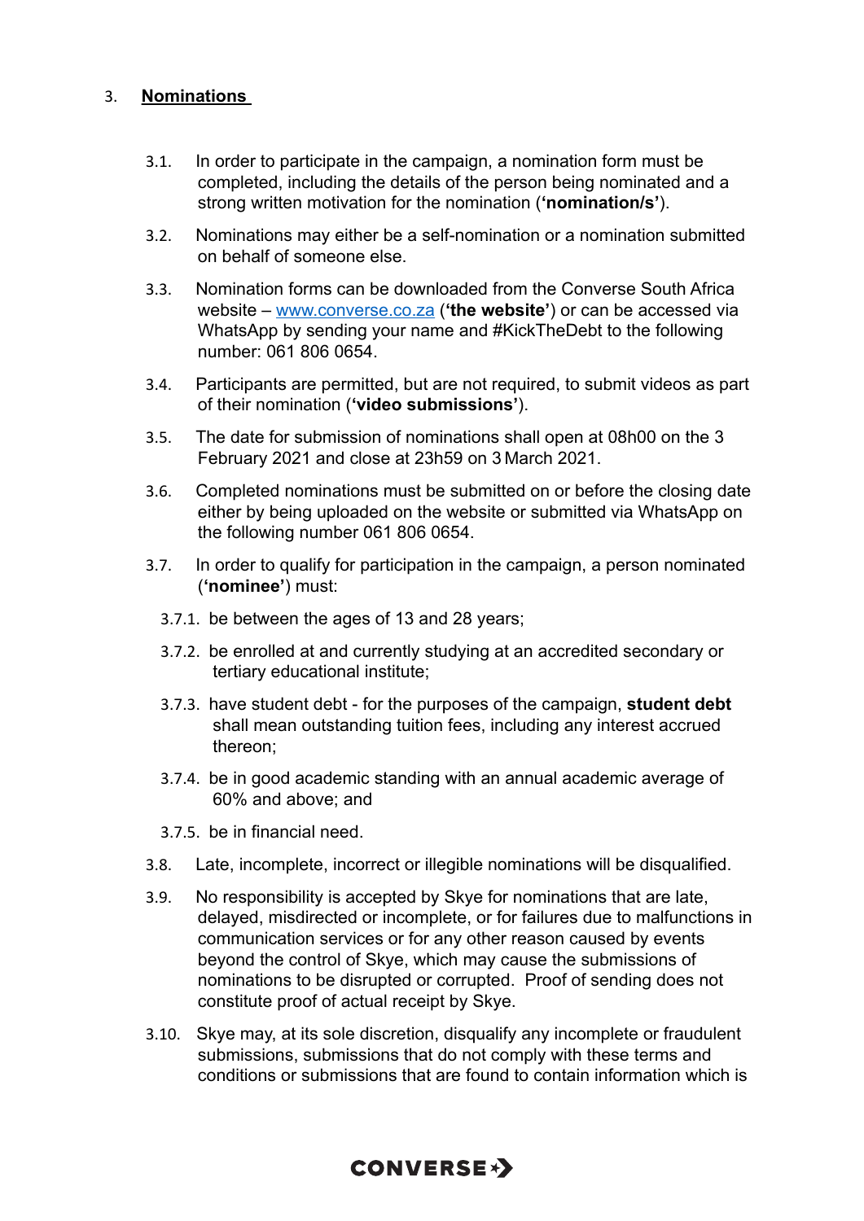3. **Nominations**

3.1. In order to participate in the campaign, a nomination form must be completed, including the details of the person being nominated and a strong written motivation for the nomination (**'nomination/s'**).

3.2. Nominations may either be a self-nomination or a nomination submitted on behalf of someone else.

3.3. Nomination forms can be downloaded from the Converse South Africa website – [www.converse.co.za](http://www.converse.co.za) (**'the website'**) or can be accessed via WhatsApp by sending your name and #KickTheDebt to the following number: 061 806 0654.

3.4. Participants are permitted, but are not required, to submit videos as part of their nomination (**'video submissions'**).

3.5. The date for submission of nominations shall open at 08h00 on the 3 February 2021 and close at 23h59 on 3 March 2021.

3.6. Completed nominations must be submitted on or before the closing date either by being uploaded on the website or submitted via WhatsApp on the following number 061 806 0654.

3.7. In order to qualify for participation in the campaign, a person nominated (**'nominee'**) must:

3.7.1. be between the ages of 13 and 28 years;

3.7.2. be enrolled at and currently studying at an accredited secondary or tertiary educational institute;

3.7.3. have student debt - for the purposes of the campaign, **student debt** shall mean outstanding tuition fees, including any interest accrued thereon;

3.7.4. be in good academic standing with an annual academic average of 60% and above; and

3.7.5. be in financial need.

3.8. Late, incomplete, incorrect or illegible nominations will be disqualified.

3.9. No responsibility is accepted by Skye for nominations that are late, delayed, misdirected or incomplete, or for failures due to malfunctions in communication services or for any other reason caused by events beyond the control of Skye, which may cause the submissions of nominations to be disrupted or corrupted. Proof of sending does not constitute proof of actual receipt by Skye.

3.10. Skye may, at its sole discretion, disqualify any incomplete or fraudulent submissions, submissions that do not comply with these terms and conditions or submissions that are found to contain information which is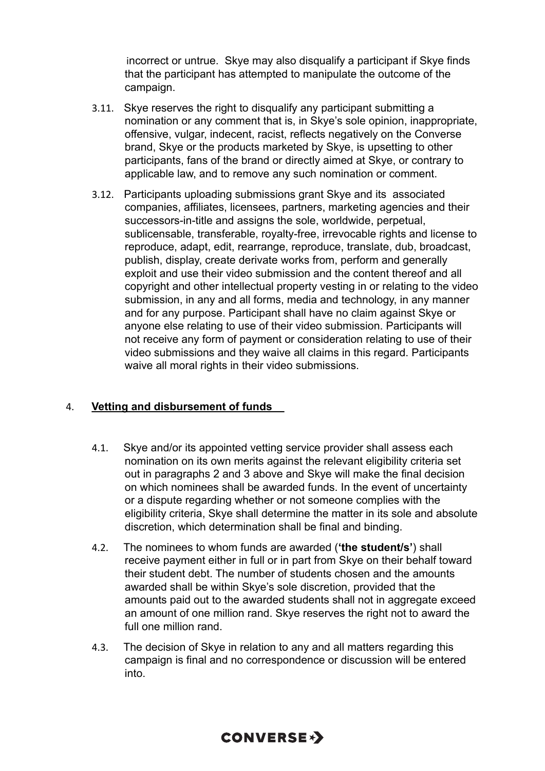incorrect or untrue. Skye may also disqualify a participant if Skye finds that the participant has attempted to manipulate the outcome of the campaign.

3.11. Skye reserves the right to disqualify any participant submitting a nomination or any comment that is, in Skye's sole opinion, inappropriate, offensive, vulgar, indecent, racist, reflects negatively on the Converse brand, Skye or the products marketed by Skye, is upsetting to other participants, fans of the brand or directly aimed at Skye, or contrary to applicable law, and to remove any such nomination or comment.

3.12. Participants uploading submissions grant Skye and its associated companies, affiliates, licensees, partners, marketing agencies and their successors-in-title and assigns the sole, worldwide, perpetual, sublicensable, transferable, royalty-free, irrevocable rights and license to reproduce, adapt, edit, rearrange, reproduce, translate, dub, broadcast, publish, display, create derivate works from, perform and generally exploit and use their video submission and the content thereof and all copyright and other intellectual property vesting in or relating to the video submission, in any and all forms, media and technology, in any manner and for any purpose. Participant shall have no claim against Skye or anyone else relating to use of their video submission. Participants will not receive any form of payment or consideration relating to use of their video submissions and they waive all claims in this regard. Participants waive all moral rights in their video submissions.

## 4. Vetting and disbursement of funds

4.1. Skye and/or its appointed vetting service provider shall assess each nomination on its own merits against the relevant eligibility criteria set out in paragraphs 2 and 3 above and Skye will make the final decision on which nominees shall be awarded funds. In the event of uncertainty or a dispute regarding whether or not someone complies with the eligibility criteria, Skye shall determine the matter in its sole and absolute discretion, which determination shall be final and binding.

4.2. The nominees to whom funds are awarded (**'the student/s'**) shall receive payment either in full or in part from Skye on their behalf toward their student debt. The number of students chosen and the amounts awarded shall be within Skye's sole discretion, provided that the amounts paid out to the awarded students shall not in aggregate exceed an amount of one million rand. Skye reserves the right not to award the full one million rand.

4.3. The decision of Skye in relation to any and all matters regarding this campaign is final and no correspondence or discussion will be entered into.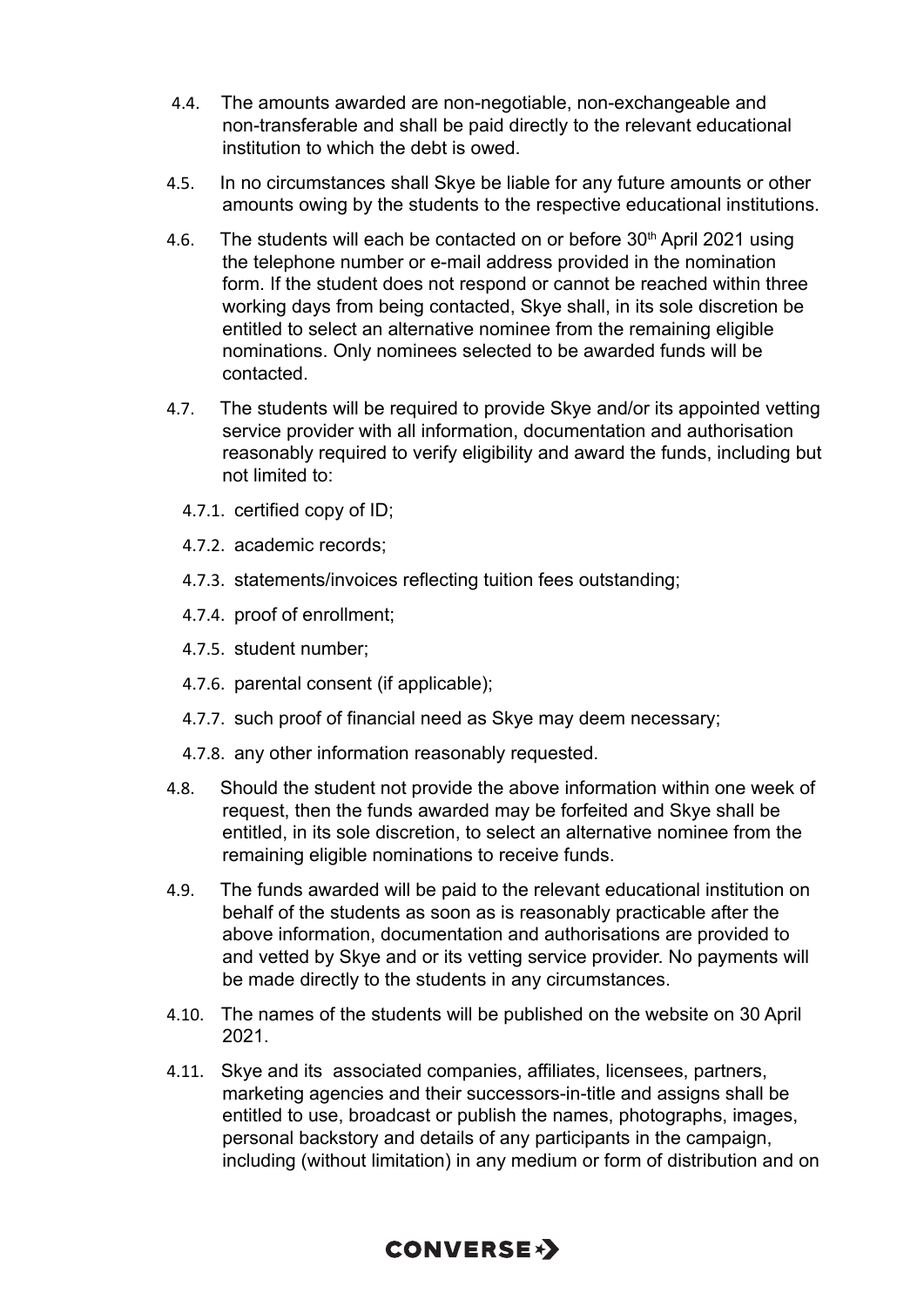4.4. The amounts awarded are non-negotiable, non-exchangeable and non-transferable and shall be paid directly to the relevant educational institution to which the debt is owed.

4.5. In no circumstances shall Skye be liable for any future amounts or other amounts owing by the students to the respective educational institutions.

4.6. The students will each be contacted on or before 30th April 2021 using the telephone number or e-mail address provided in the nomination form. If the student does not respond or cannot be reached within three working days from being contacted, Skye shall, in its sole discretion be entitled to select an alternative nominee from the remaining eligible nominations. Only nominees selected to be awarded funds will be contacted.

4.7. The students will be required to provide Skye and/or its appointed vetting service provider with all information, documentation and authorisation reasonably required to verify eligibility and award the funds, including but not limited to:

- 4.7.1. certified copy of ID;
- 4.7.2. academic records;
- 4.7.3. statements/invoices reflecting tuition fees outstanding;
- 4.7.4. proof of enrollment;
- 4.7.5. student number;
- 4.7.6. parental consent (if applicable);
- 4.7.7. such proof of financial need as Skye may deem necessary;
- 4.7.8. any other information reasonably requested.

4.8. Should the student not provide the above information within one week of request, then the funds awarded may be forfeited and Skye shall be entitled, in its sole discretion, to select an alternative nominee from the remaining eligible nominations to receive funds.

4.9. The funds awarded will be paid to the relevant educational institution on behalf of the students as soon as is reasonably practicable after the above information, documentation and authorisations are provided to and vetted by Skye and or its vetting service provider. No payments will be made directly to the students in any circumstances.

4.10. The names of the students will be published on the website on 30 April 2021.

4.11. Skye and its associated companies, affiliates, licensees, partners, marketing agencies and their successors-in-title and assigns shall be entitled to use, broadcast or publish the names, photographs, images, personal backstory and details of any participants in the campaign, including (without limitation) in any medium or form of distribution and on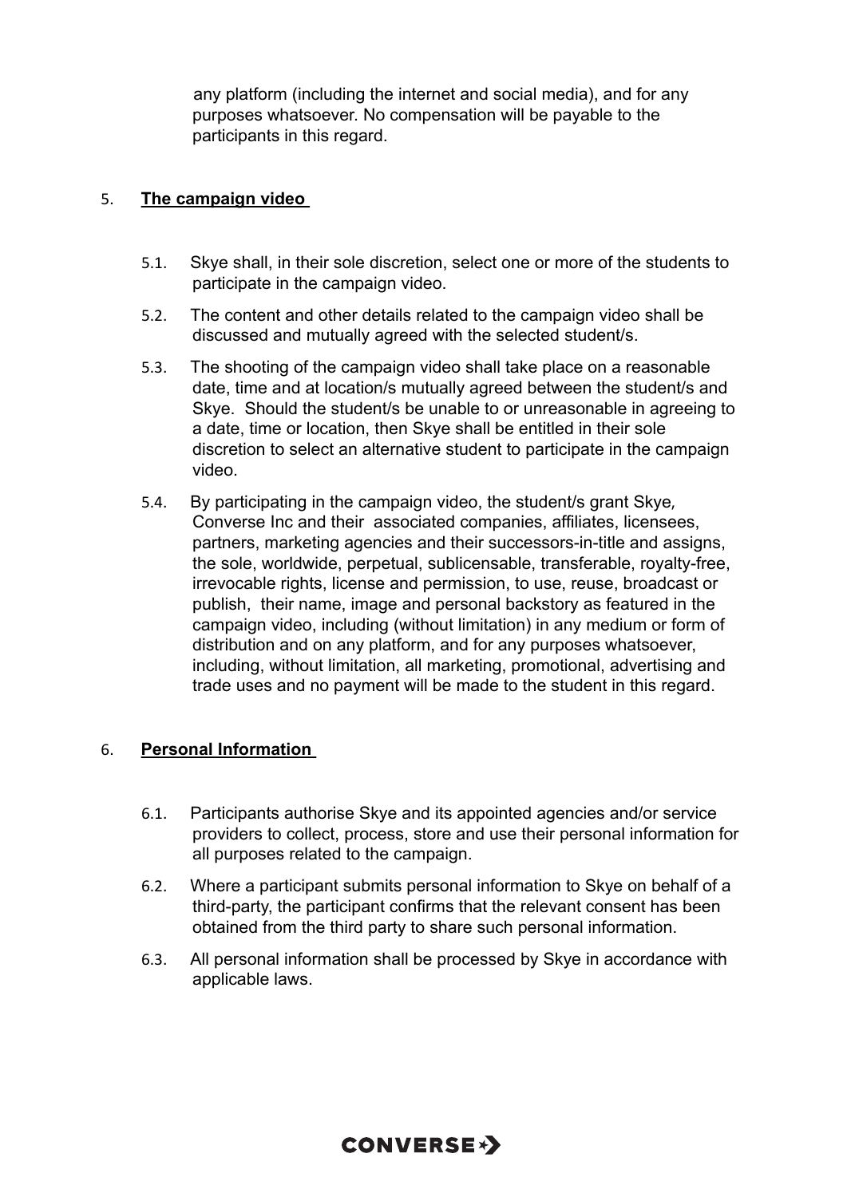any platform (including the internet and social media), and for any purposes whatsoever. No compensation will be payable to the participants in this regard.

## 5. **The campaign video**

5.1. Skye shall, in their sole discretion, select one or more of the students to participate in the campaign video.

5.2. The content and other details related to the campaign video shall be discussed and mutually agreed with the selected student/s.

5.3. The shooting of the campaign video shall take place on a reasonable date, time and at location/s mutually agreed between the student/s and Skye. Should the student/s be unable to or unreasonable in agreeing to a date, time or location, then Skye shall be entitled in their sole discretion to select an alternative student to participate in the campaign video.

5.4. By participating in the campaign video, the student/s grant Skye, Converse Inc and their associated companies, affiliates, licensees, partners, marketing agencies and their successors-in-title and assigns, the sole, worldwide, perpetual, sublicensable, transferable, royalty-free, irrevocable rights, license and permission, to use, reuse, broadcast or publish, their name, image and personal backstory as featured in the campaign video, including (without limitation) in any medium or form of distribution and on any platform, and for any purposes whatsoever, including, without limitation, all marketing, promotional, advertising and trade uses and no payment will be made to the student in this regard.

## 6. **Personal Information**

6.1. Participants authorise Skye and its appointed agencies and/or service providers to collect, process, store and use their personal information for all purposes related to the campaign.

6.2. Where a participant submits personal information to Skye on behalf of a third-party, the participant confirms that the relevant consent has been obtained from the third party to share such personal information.

6.3. All personal information shall be processed by Skye in accordance with applicable laws.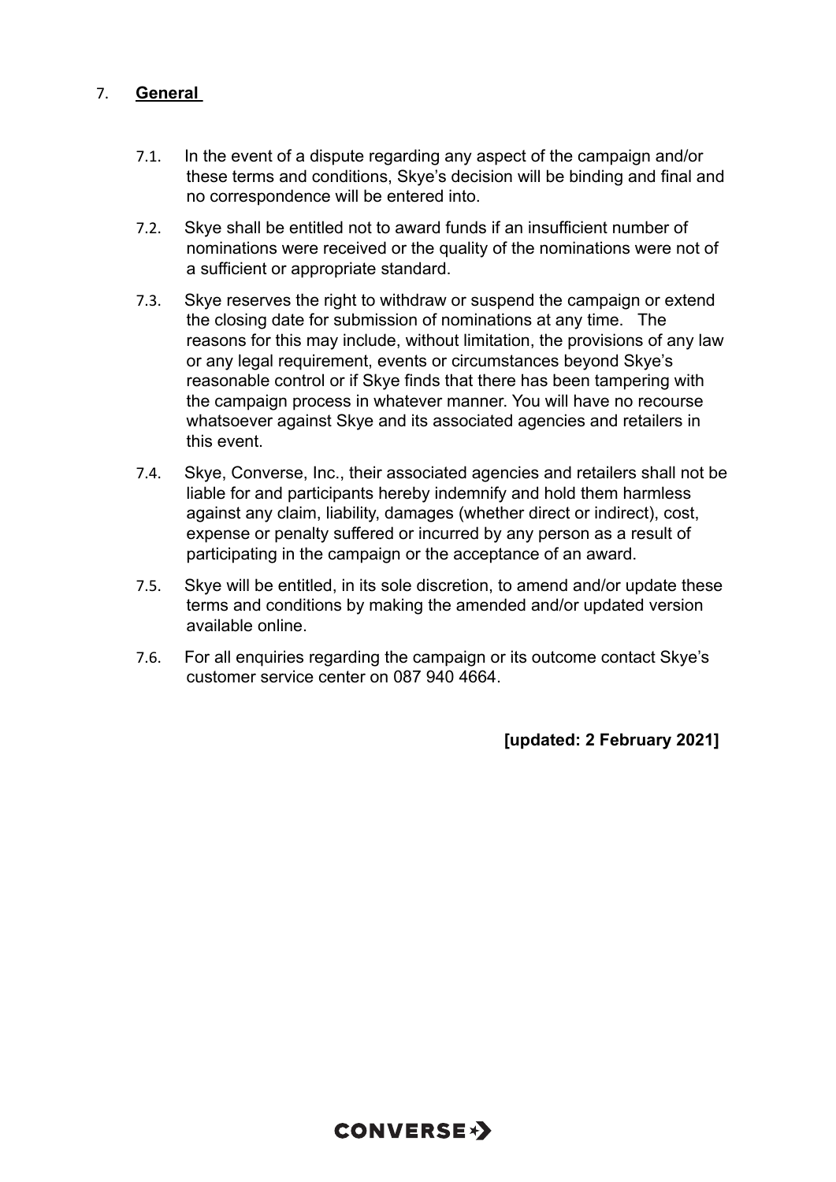## 7. **General**

7.1. In the event of a dispute regarding any aspect of the campaign and/or these terms and conditions, Skye's decision will be binding and final and no correspondence will be entered into.

7.2. Skye shall be entitled not to award funds if an insufficient number of nominations were received or the quality of the nominations were not of a sufficient or appropriate standard.

7.3. Skye reserves the right to withdraw or suspend the campaign or extend the closing date for submission of nominations at any time. The reasons for this may include, without limitation, the provisions of any law or any legal requirement, events or circumstances beyond Skye's reasonable control or if Skye finds that there has been tampering with the campaign process in whatever manner. You will have no recourse whatsoever against Skye and its associated agencies and retailers in this event.

7.4. Skye, Converse, Inc., their associated agencies and retailers shall not be liable for and participants hereby indemnify and hold them harmless against any claim, liability, damages (whether direct or indirect), cost, expense or penalty suffered or incurred by any person as a result of participating in the campaign or the acceptance of an award.

7.5. Skye will be entitled, in its sole discretion, to amend and/or update these terms and conditions by making the amended and/or updated version available online.

7.6. For all enquiries regarding the campaign or its outcome contact Skye's customer service center on 087 940 4664.

**[updated: 2 February 2021]**